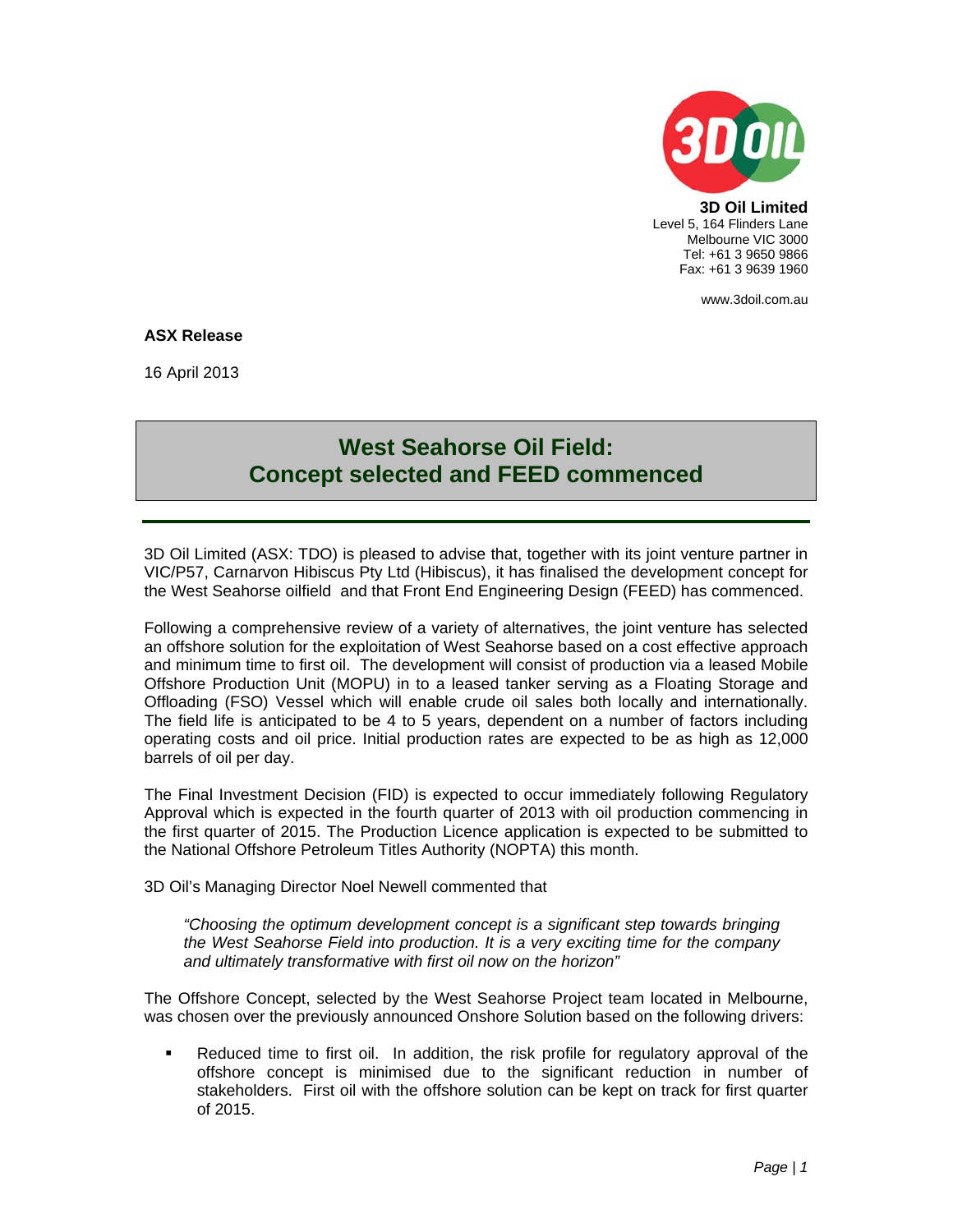**3D Oil Limited**
Level 5, 164 Flinders Lane
Melbourne VIC 3000
Tel: +61 3 9650 9866
Fax: +61 3 9639 1960

www.3doil.com.au

**ASX Release**

16 April 2013

# West Seahorse Oil Field: Concept selected and FEED commenced

3D Oil Limited (ASX: TDO) is pleased to advise that, together with its joint venture partner in VIC/P57, Carnarvon Hibiscus Pty Ltd (Hibiscus), it has finalised the development concept for the West Seahorse oilfield and that Front End Engineering Design (FEED) has commenced.

Following a comprehensive review of a variety of alternatives, the joint venture has selected an offshore solution for the exploitation of West Seahorse based on a cost effective approach and minimum time to first oil. The development will consist of production via a leased Mobile Offshore Production Unit (MOPU) in to a leased tanker serving as a Floating Storage and Offloading (FSO) Vessel which will enable crude oil sales both locally and internationally. The field life is anticipated to be 4 to 5 years, dependent on a number of factors including operating costs and oil price. Initial production rates are expected to be as high as 12,000 barrels of oil per day.

The Final Investment Decision (FID) is expected to occur immediately following Regulatory Approval which is expected in the fourth quarter of 2013 with oil production commencing in the first quarter of 2015. The Production Licence application is expected to be submitted to the National Offshore Petroleum Titles Authority (NOPTA) this month.

3D Oil's Managing Director Noel Newell commented that

> *"Choosing the optimum development concept is a significant step towards bringing the West Seahorse Field into production. It is a very exciting time for the company and ultimately transformative with first oil now on the horizon"*

The Offshore Concept, selected by the West Seahorse Project team located in Melbourne, was chosen over the previously announced Onshore Solution based on the following drivers:

- Reduced time to first oil. In addition, the risk profile for regulatory approval of the offshore concept is minimised due to the significant reduction in number of stakeholders. First oil with the offshore solution can be kept on track for first quarter of 2015.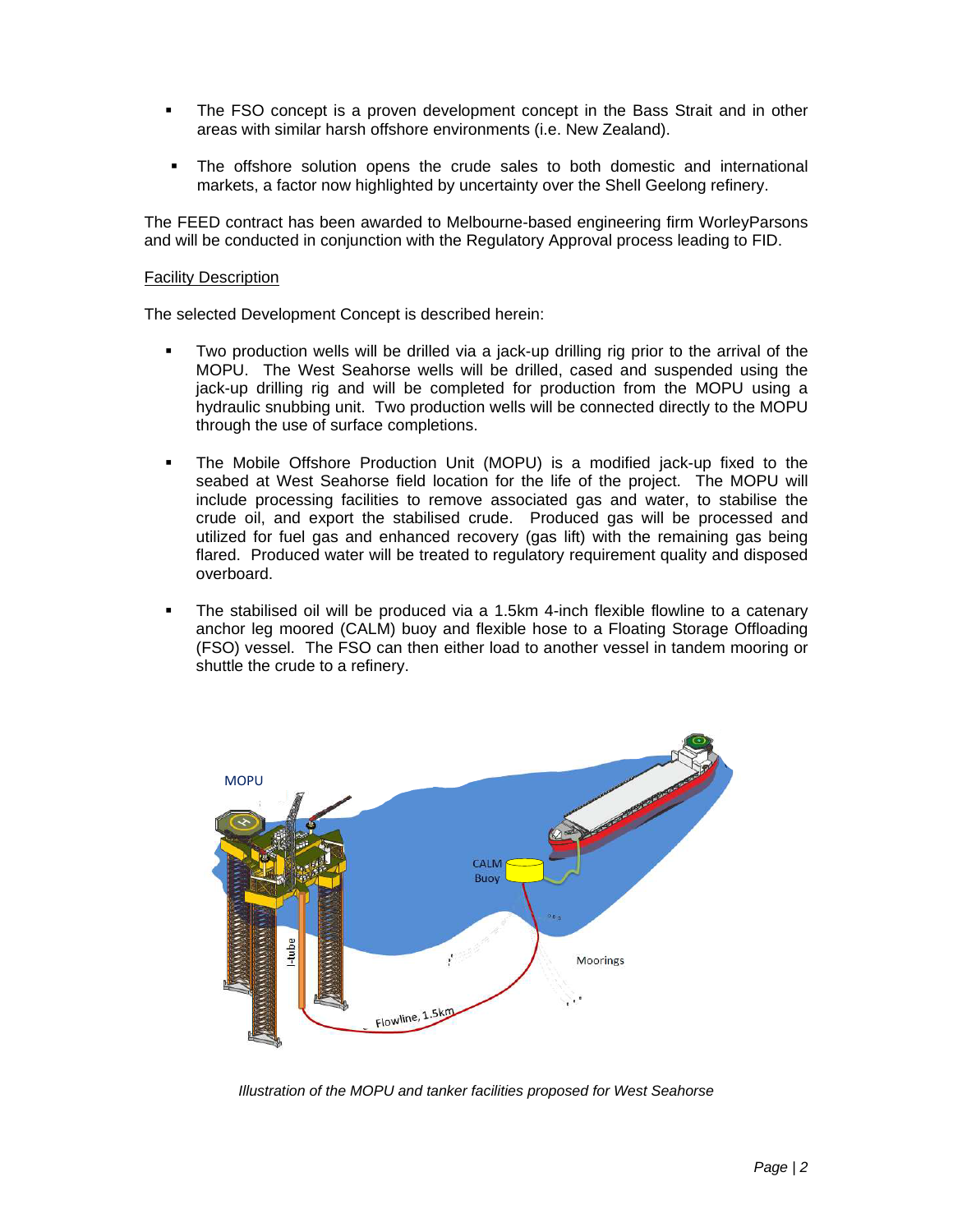- The FSO concept is a proven development concept in the Bass Strait and in other areas with similar harsh offshore environments (i.e. New Zealand).
- The offshore solution opens the crude sales to both domestic and international markets, a factor now highlighted by uncertainty over the Shell Geelong refinery.

The FEED contract has been awarded to Melbourne-based engineering firm WorleyParsons and will be conducted in conjunction with the Regulatory Approval process leading to FID.

Facility Description

The selected Development Concept is described herein:

- Two production wells will be drilled via a jack-up drilling rig prior to the arrival of the MOPU. The West Seahorse wells will be drilled, cased and suspended using the jack-up drilling rig and will be completed for production from the MOPU using a hydraulic snubbing unit. Two production wells will be connected directly to the MOPU through the use of surface completions.
- The Mobile Offshore Production Unit (MOPU) is a modified jack-up fixed to the seabed at West Seahorse field location for the life of the project. The MOPU will include processing facilities to remove associated gas and water, to stabilise the crude oil, and export the stabilised crude. Produced gas will be processed and utilized for fuel gas and enhanced recovery (gas lift) with the remaining gas being flared. Produced water will be treated to regulatory requirement quality and disposed overboard.
- The stabilised oil will be produced via a 1.5km 4-inch flexible flowline to a catenary anchor leg moored (CALM) buoy and flexible hose to a Floating Storage Offloading (FSO) vessel. The FSO can then either load to another vessel in tandem mooring or shuttle the crude to a refinery.

*Illustration of the MOPU and tanker facilities proposed for West Seahorse*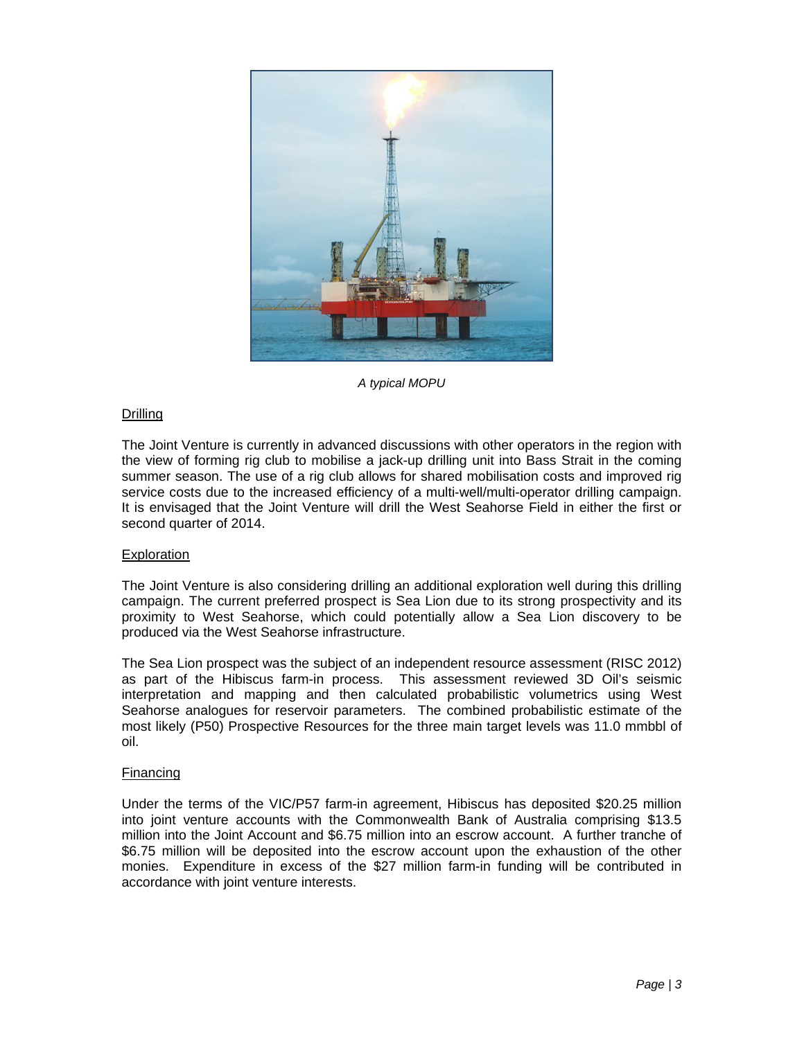*A typical MOPU*

## Drilling

The Joint Venture is currently in advanced discussions with other operators in the region with the view of forming rig club to mobilise a jack-up drilling unit into Bass Strait in the coming summer season. The use of a rig club allows for shared mobilisation costs and improved rig service costs due to the increased efficiency of a multi-well/multi-operator drilling campaign. It is envisaged that the Joint Venture will drill the West Seahorse Field in either the first or second quarter of 2014.

## Exploration

The Joint Venture is also considering drilling an additional exploration well during this drilling campaign. The current preferred prospect is Sea Lion due to its strong prospectivity and its proximity to West Seahorse, which could potentially allow a Sea Lion discovery to be produced via the West Seahorse infrastructure.

The Sea Lion prospect was the subject of an independent resource assessment (RISC 2012) as part of the Hibiscus farm-in process. This assessment reviewed 3D Oil's seismic interpretation and mapping and then calculated probabilistic volumetrics using West Seahorse analogues for reservoir parameters. The combined probabilistic estimate of the most likely (P50) Prospective Resources for the three main target levels was 11.0 mmbbl of oil.

## Financing

Under the terms of the VIC/P57 farm-in agreement, Hibiscus has deposited $20.25 million into joint venture accounts with the Commonwealth Bank of Australia comprising $13.5 million into the Joint Account and $6.75 million into an escrow account. A further tranche of $6.75 million will be deposited into the escrow account upon the exhaustion of the other monies. Expenditure in excess of the $27 million farm-in funding will be contributed in accordance with joint venture interests.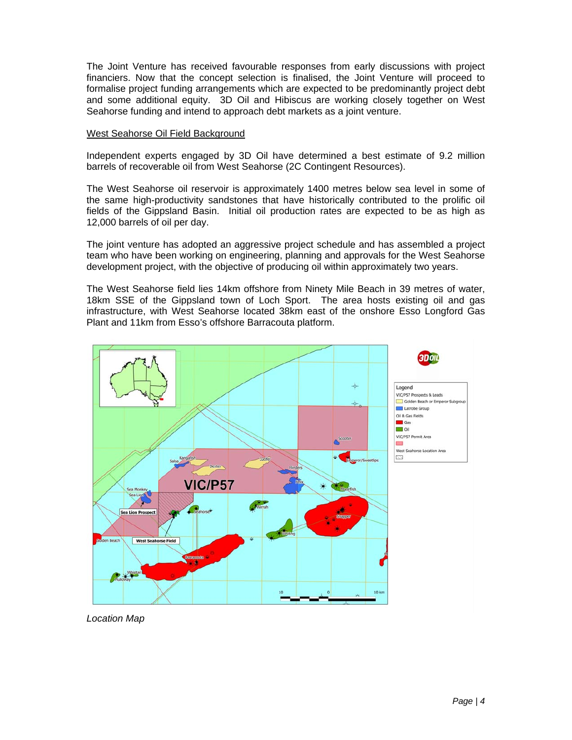The Joint Venture has received favourable responses from early discussions with project financiers. Now that the concept selection is finalised, the Joint Venture will proceed to formalise project funding arrangements which are expected to be predominantly project debt and some additional equity. 3D Oil and Hibiscus are working closely together on West Seahorse funding and intend to approach debt markets as a joint venture.

<u>West Seahorse Oil Field Background</u>

Independent experts engaged by 3D Oil have determined a best estimate of 9.2 million barrels of recoverable oil from West Seahorse (2C Contingent Resources).

The West Seahorse oil reservoir is approximately 1400 metres below sea level in some of the same high-productivity sandstones that have historically contributed to the prolific oil fields of the Gippsland Basin. Initial oil production rates are expected to be as high as 12,000 barrels of oil per day.

The joint venture has adopted an aggressive project schedule and has assembled a project team who have been working on engineering, planning and approvals for the West Seahorse development project, with the objective of producing oil within approximately two years.

The West Seahorse field lies 14km offshore from Ninety Mile Beach in 39 metres of water, 18km SSE of the Gippsland town of Loch Sport. The area hosts existing oil and gas infrastructure, with West Seahorse located 38km east of the onshore Esso Longford Gas Plant and 11km from Esso's offshore Barracouta platform.

*Location Map*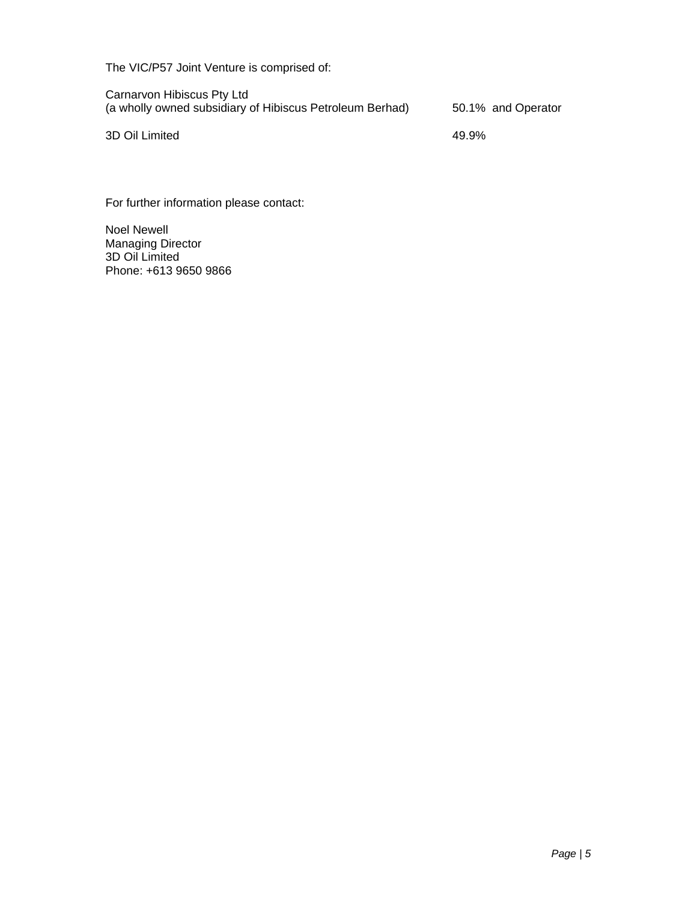The VIC/P57 Joint Venture is comprised of:

| | |
|---|---|
| Carnarvon Hibiscus Pty Ltd<br>(a wholly owned subsidiary of Hibiscus Petroleum Berhad) | 50.1% and Operator |
| 3D Oil Limited | 49.9% |

For further information please contact:

Noel Newell  
Managing Director  
3D Oil Limited  
Phone: +613 9650 9866